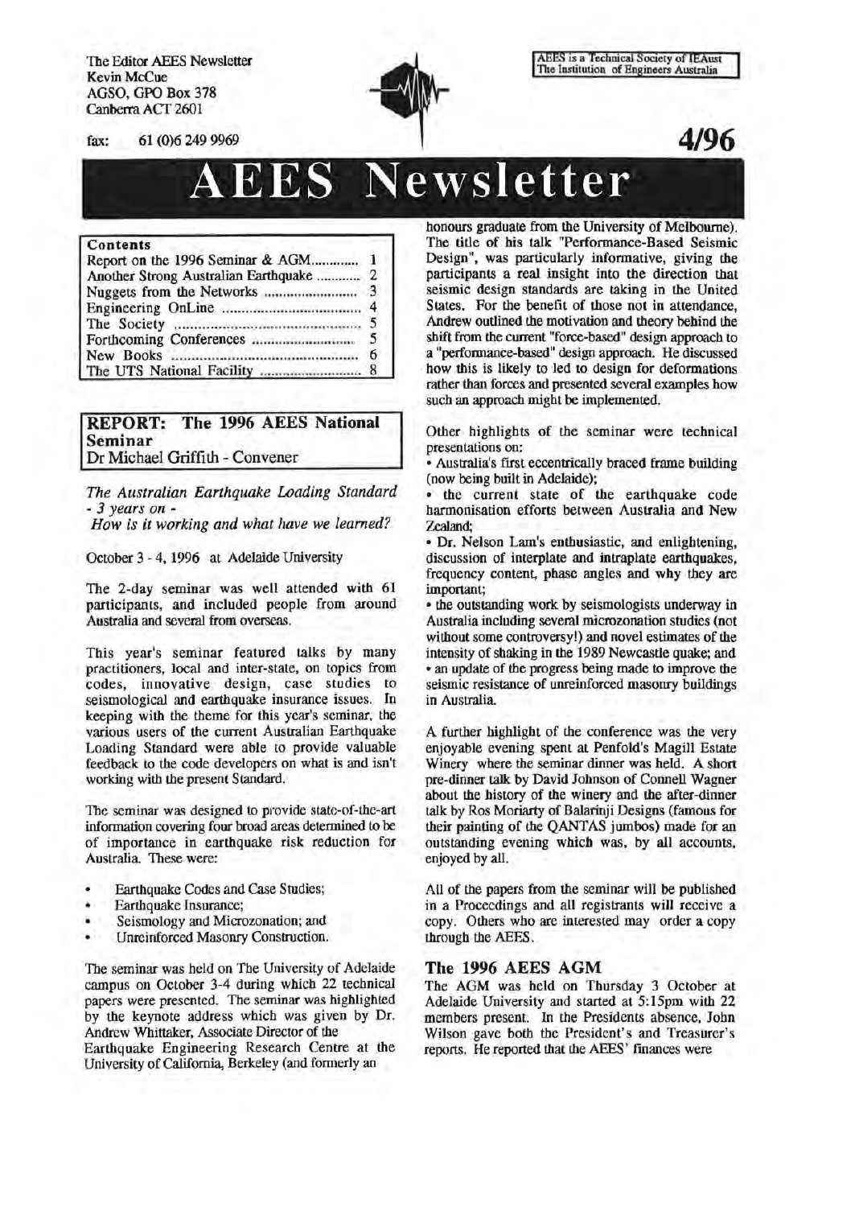The Editor AEES Newsletter
Kevin McCue
AGSO, GPO Box 378
Canberra ACT 2601

fax: 61 (0)6 249 9969

AEES is a Technical Society of IEAust
The Institution of Engineers Australia

**4/96**

# AEES Newsletter

| Contents | |
|---|---|
| Report on the 1996 Seminar & AGM | 1 |
| Another Strong Australian Earthquake | 2 |
| Nuggets from the Networks | 3 |
| Engineering OnLine | 4 |
| The Society | 5 |
| Forthcoming Conferences | 5 |
| New Books | 6 |
| The UTS National Facility | 8 |

## REPORT: The 1996 AEES National Seminar

Dr Michael Griffith - Convener

*The Australian Earthquake Loading Standard - 3 years on -*
*How is it working and what have we learned?*

October 3 - 4, 1996 at Adelaide University

The 2-day seminar was well attended with 61 participants, and included people from around Australia and several from overseas.

This year's seminar featured talks by many practitioners, local and inter-state, on topics from codes, innovative design, case studies to seismological and earthquake insurance issues. In keeping with the theme for this year's seminar, the various users of the current Australian Earthquake Loading Standard were able to provide valuable feedback to the code developers on what is and isn't working with the present Standard.

The seminar was designed to provide state-of-the-art information covering four broad areas determined to be of importance in earthquake risk reduction for Australia. These were:

- Earthquake Codes and Case Studies;
- Earthquake Insurance;
- Seismology and Microzonation; and
- Unreinforced Masonry Construction.

The seminar was held on The University of Adelaide campus on October 3-4 during which 22 technical papers were presented. The seminar was highlighted by the keynote address which was given by Dr. Andrew Whittaker, Associate Director of the Earthquake Engineering Research Centre at the University of California, Berkeley (and formerly an honours graduate from the University of Melbourne). The title of his talk "Performance-Based Seismic Design", was particularly informative, giving the participants a real insight into the direction that seismic design standards are taking in the United States. For the benefit of those not in attendance, Andrew outlined the motivation and theory behind the shift from the current "force-based" design approach to a "performance-based" design approach. He discussed how this is likely to led to design for deformations rather than forces and presented several examples how such an approach might be implemented.

Other highlights of the seminar were technical presentations on:

- Australia's first eccentrically braced frame building (now being built in Adelaide);
- the current state of the earthquake code harmonisation efforts between Australia and New Zealand;
- Dr. Nelson Lam's enthusiastic, and enlightening, discussion of interplate and intraplate earthquakes, frequency content, phase angles and why they are important;
- the outstanding work by seismologists underway in Australia including several microzonation studies (not without some controversy!) and novel estimates of the intensity of shaking in the 1989 Newcastle quake; and
- an update of the progress being made to improve the seismic resistance of unreinforced masonry buildings in Australia.

A further highlight of the conference was the very enjoyable evening spent at Penfold's Magill Estate Winery where the seminar dinner was held. A short pre-dinner talk by David Johnson of Connell Wagner about the history of the winery and the after-dinner talk by Ros Moriarty of Balarinji Designs (famous for their painting of the QANTAS jumbos) made for an outstanding evening which was, by all accounts, enjoyed by all.

All of the papers from the seminar will be published in a Proceedings and all registrants will receive a copy. Others who are interested may order a copy through the AEES.

### The 1996 AEES AGM

The AGM was held on Thursday 3 October at Adelaide University and started at 5:15pm with 22 members present. In the Presidents absence, John Wilson gave both the President's and Treasurer's reports. He reported that the AEES' finances were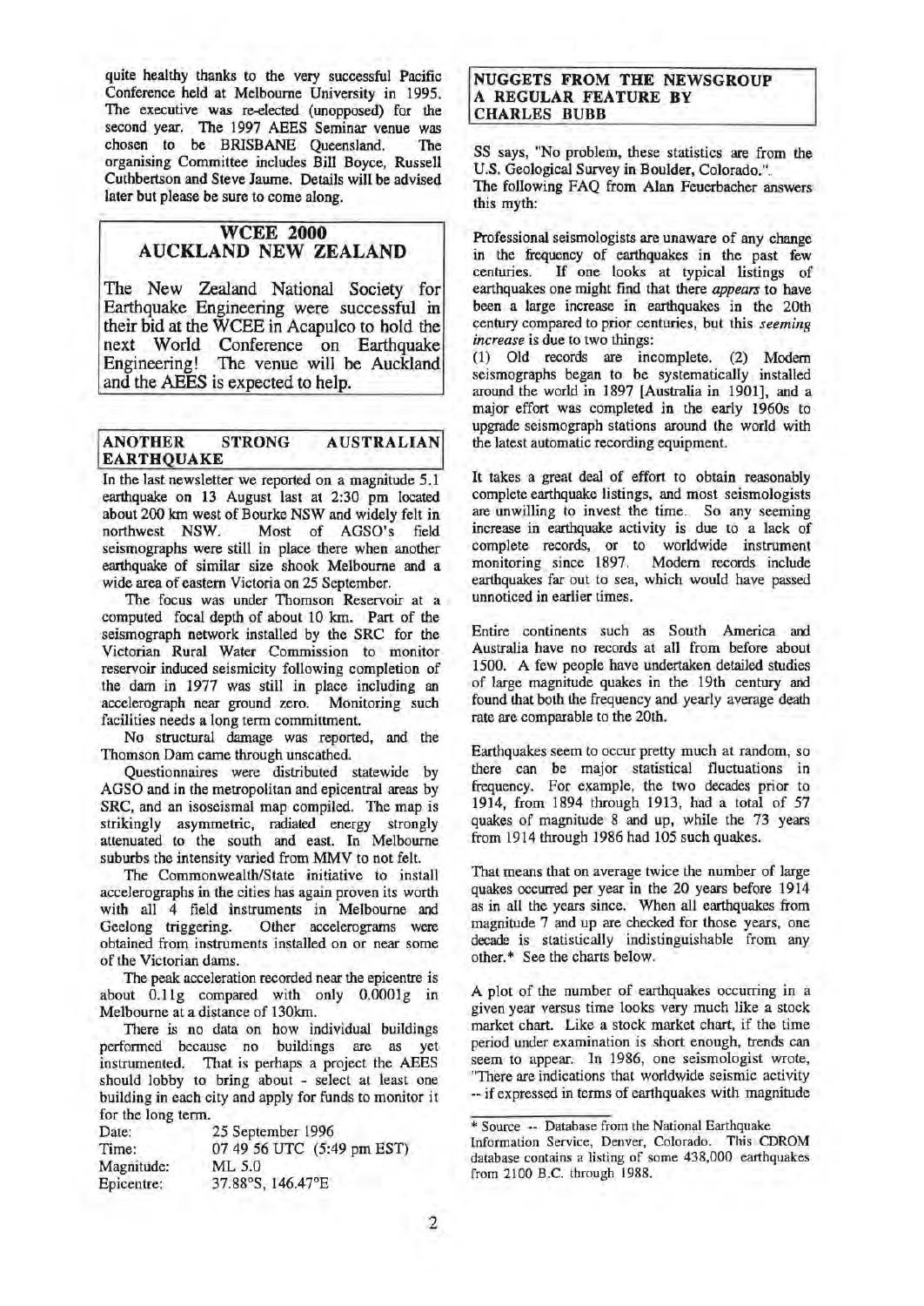quite healthy thanks to the very successful Pacific Conference held at Melbourne University in 1995. The executive was re-elected (unopposed) for the second year. The 1997 AEES Seminar venue was chosen to be BRISBANE Queensland. The organising Committee includes Bill Boyce, Russell Cuthbertson and Steve Jaume. Details will be advised later but please be sure to come along.

## WCEE 2000 AUCKLAND NEW ZEALAND

The New Zealand National Society for Earthquake Engineering were successful in their bid at the WCEE in Acapulco to hold the next World Conference on Earthquake Engineering! The venue will be Auckland and the AEES is expected to help.

## ANOTHER STRONG AUSTRALIAN EARTHQUAKE

In the last newsletter we reported on a magnitude 5.1 earthquake on 13 August last at 2:30 pm located about 200 km west of Bourke NSW and widely felt in northwest NSW. Most of AGSO's field seismographs were still in place there when another earthquake of similar size shook Melbourne and a wide area of eastern Victoria on 25 September.

The focus was under Thomson Reservoir at a computed focal depth of about 10 km. Part of the seismograph network installed by the SRC for the Victorian Rural Water Commission to monitor reservoir induced seismicity following completion of the dam in 1977 was still in place including an accelerograph near ground zero. Monitoring such facilities needs a long term committment.

No structural damage was reported, and the Thomson Dam came through unscathed.

Questionnaires were distributed statewide by AGSO and in the metropolitan and epicentral areas by SRC, and an isoseismal map compiled. The map is strikingly asymmetric, radiated energy strongly attenuated to the south and east. In Melbourne suburbs the intensity varied from MMV to not felt.

The Commonwealth/State initiative to install accelerographs in the cities has again proven its worth with all 4 field instruments in Melbourne and Geelong triggering. Other accelerograms were obtained from instruments installed on or near some of the Victorian dams.

The peak acceleration recorded near the epicentre is about 0.11g compared with only 0.0001g in Melbourne at a distance of 130km.

There is no data on how individual buildings performed because no buildings are as yet instrumented. That is perhaps a project the AEES should lobby to bring about - select at least one building in each city and apply for funds to monitor it for the long term.

| | |
|---|---|
| Date: | 25 September 1996 |
| Time: | 07 49 56 UTC (5:49 pm EST) |
| Magnitude: | ML 5.0 |
| Epicentre: | 37.88°S, 146.47°E |

## NUGGETS FROM THE NEWSGROUP A REGULAR FEATURE BY CHARLES BUBB

SS says, "No problem, these statistics are from the U.S. Geological Survey in Boulder, Colorado.".
The following FAQ from Alan Feuerbacher answers this myth:

Professional seismologists are unaware of any change in the frequency of earthquakes in the past few centuries. If one looks at typical listings of earthquakes one might find that there *appears* to have been a large increase in earthquakes in the 20th century compared to prior centuries, but this *seeming increase* is due to two things:
(1) Old records are incomplete. (2) Modern seismographs began to be systematically installed around the world in 1897 [Australia in 1901], and a major effort was completed in the early 1960s to upgrade seismograph stations around the world with the latest automatic recording equipment.

It takes a great deal of effort to obtain reasonably complete earthquake listings, and most seismologists are unwilling to invest the time. So any seeming increase in earthquake activity is due to a lack of complete records, or to worldwide instrument monitoring since 1897. Modern records include earthquakes far out to sea, which would have passed unnoticed in earlier times.

Entire continents such as South America and Australia have no records at all from before about 1500. A few people have undertaken detailed studies of large magnitude quakes in the 19th century and found that both the frequency and yearly average death rate are comparable to the 20th.

Earthquakes seem to occur pretty much at random, so there can be major statistical fluctuations in frequency. For example, the two decades prior to 1914, from 1894 through 1913, had a total of 57 quakes of magnitude 8 and up, while the 73 years from 1914 through 1986 had 105 such quakes.

That means that on average twice the number of large quakes occurred per year in the 20 years before 1914 as in all the years since. When all earthquakes from magnitude 7 and up are checked for those years, one decade is statistically indistinguishable from any other.* See the charts below.

A plot of the number of earthquakes occurring in a given year versus time looks very much like a stock market chart. Like a stock market chart, if the time period under examination is short enough, trends can seem to appear. In 1986, one seismologist wrote, "There are indications that worldwide seismic activity -- if expressed in terms of earthquakes with magnitude

* Source -- Database from the National Earthquake Information Service, Denver, Colorado. This CDROM database contains a listing of some 438,000 earthquakes from 2100 B.C. through 1988.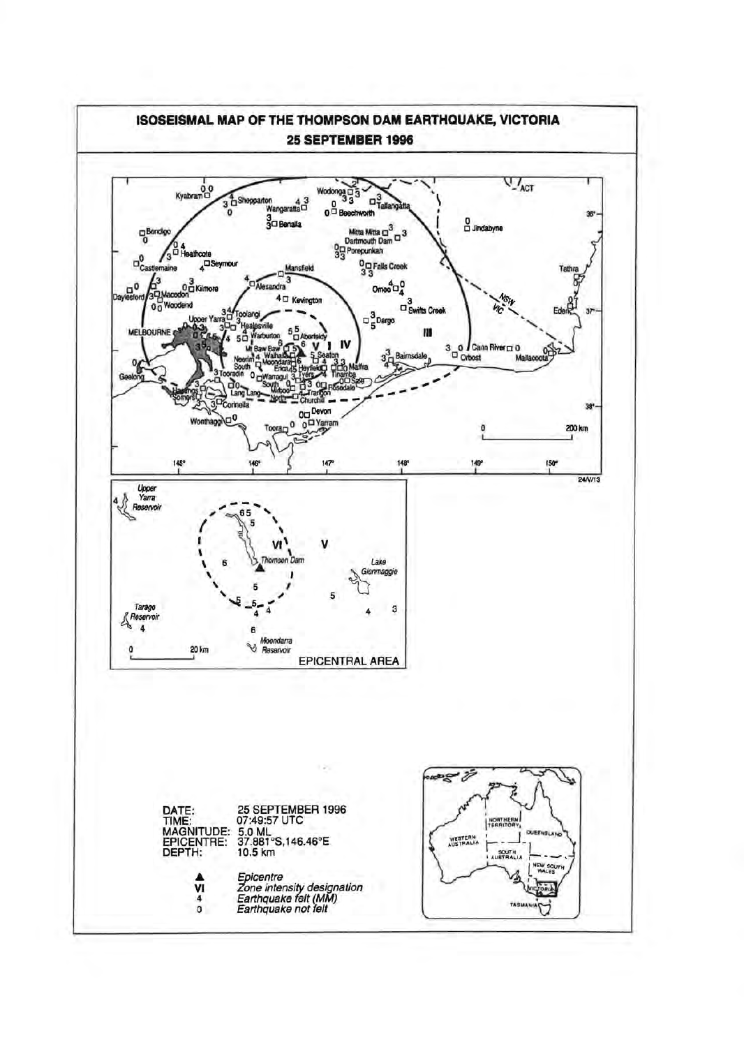# ISOSEISMAL MAP OF THE THOMPSON DAM EARTHQUAKE, VICTORIA

## 25 SEPTEMBER 1996

DATE: 25 SEPTEMBER 1996
TIME: 07:49:57 UTC
MAGNITUDE: 5.0 ML
EPICENTRE: 37.881°S,146.46°E
DEPTH: 10.5 km

▲ Epicentre
VI Zone intensity designation
4 Earthquake felt (MM)
0 Earthquake not felt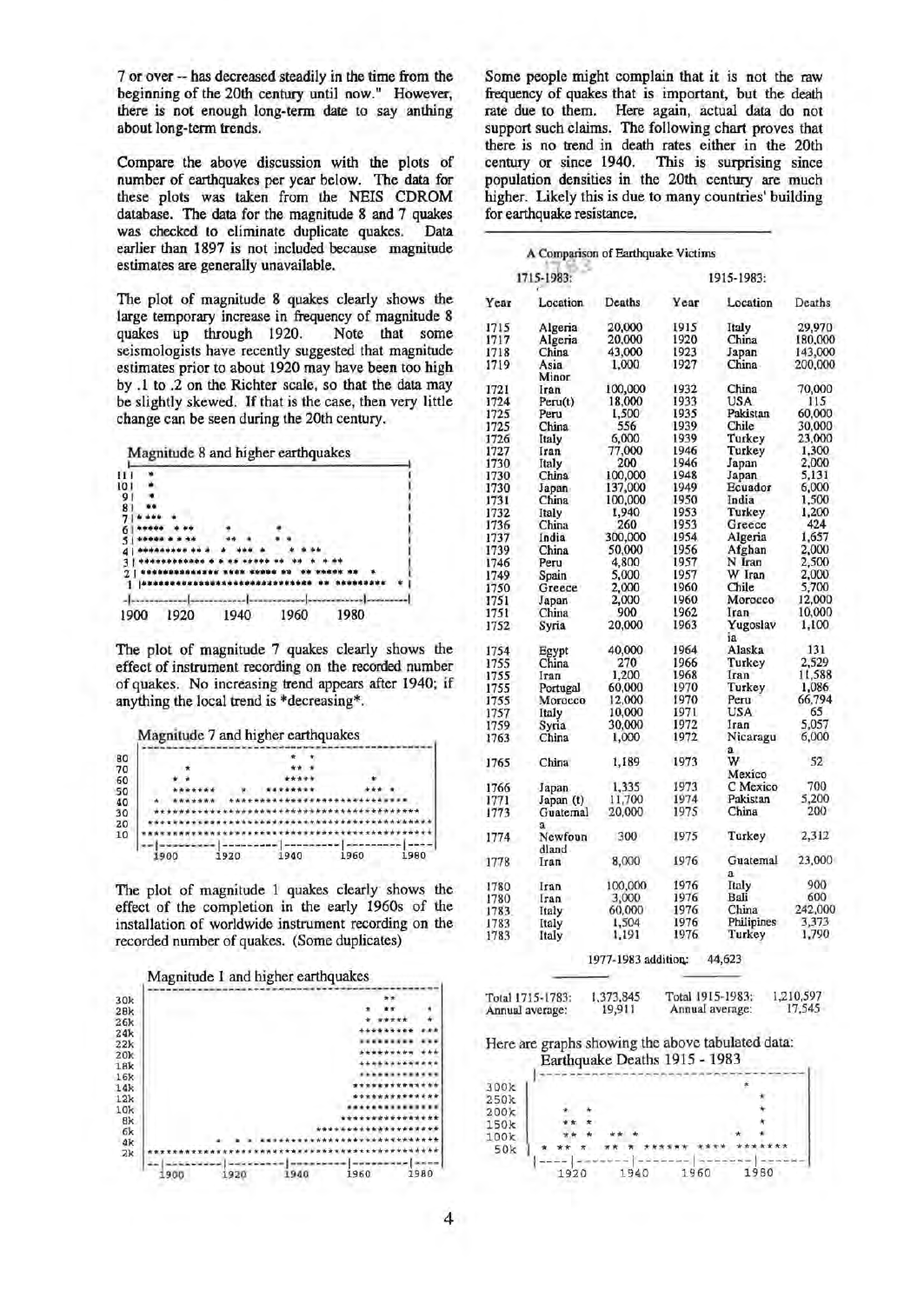7 or over -- has decreased steadily in the time from the beginning of the 20th century until now." However, there is not enough long-term date to say anthing about long-term trends.

Compare the above discussion with the plots of number of earthquakes per year below. The data for these plots was taken from the NEIS CDROM database. The data for the magnitude 8 and 7 quakes was checked to eliminate duplicate quakes. Data earlier than 1897 is not included because magnitude estimates are generally unavailable.

The plot of magnitude 8 quakes clearly shows the large temporary increase in frequency of magnitude 8 quakes up through 1920. Note that some seismologists have recently suggested that magnitude estimates prior to about 1920 may have been too high by .1 to .2 on the Richter scale, so that the data may be slightly skewed. If that is the case, then very little change can be seen during the 20th century.

Magnitude 8 and higher earthquakes

```
11 |  *
10 |  *
 9 |  *
 8 | **
 7 | * ***  *
 6 | *****  * **        *          *
 5 | ***** * * **      ** *       * *
 4 | ********* ** *   *  *** *     * * **
 3 | ************ * * ** ***** **  ** * * **
 2 | ************** **** ***** **  ** ***** **   *
 1 | ********************************* ** *********  * |
 -|-----------|-----------|-----------|-----------|--------|
 1900       1920        1940        1960        1980
```

The plot of magnitude 7 quakes clearly shows the effect of instrument recording on the recorded number of quakes. No increasing trend appears after 1940; if anything the local trend is *decreasing*.

Magnitude 7 and higher earthquakes

```
80 |                              *   *
70 |       *                      **  *
60 |    * *                       *****              *
50 |    *******      *      ********           *** *
40 |  *  *******    ****************************
30 | ***********************************************
20 | ************************************************
10 | ************************************************
   --|----------|----------|----------|----------|----
    1900       1920       1940       1960       1980
```

The plot of magnitude 1 quakes clearly shows the effect of the completion in the early 1960s of the installation of worldwide instrument recording on the recorded number of quakes. (Some duplicates)

Magnitude 1 and higher earthquakes

```
30k |                                          **
28k |                                      *  **       *
26k |                                      * *****     *
24k |                                      *********  ***
22k |                                      *********  ***
20k |                                      *********  ***
18k |                                       ************
16k |                                       *************
14k |                                     ***************
12k |                                      **************
10k |                                     ***************
 8k |                                    ****************
 6k |                              *********************
 4k |            *   *  *  ****************************
 2k | **************************************************
    --|----------|----------|----------|----------|----
     1900       1920       1940       1960       1980
```

Some people might complain that it is not the raw frequency of quakes that is important, but the death rate due to them. Here again, actual data do not support such claims. The following chart proves that there is no trend in death rates either in the 20th century or since 1940. This is surprising since population densities in the 20th century are much higher. Likely this is due to many countries' building for earthquake resistance.

A Comparison of Earthquake Victims

| 1715-1783: | | | 1915-1983: | | |
|---|---|---|---|---|---|
| Year | Location | Deaths | Year | Location | Deaths |
| 1715 | Algeria | 20,000 | 1915 | Italy | 29,970 |
| 1717 | Algeria | 20,000 | 1920 | China | 180,000 |
| 1718 | China | 43,000 | 1923 | Japan | 143,000 |
| 1719 | Asia Minor | 1,000 | 1927 | China | 200,000 |
| 1721 | Iran | 100,000 | 1932 | China | 70,000 |
| 1724 | Peru(t) | 18,000 | 1933 | USA | 115 |
| 1725 | Peru | 1,500 | 1935 | Pakistan | 60,000 |
| 1725 | China | 556 | 1939 | Chile | 30,000 |
| 1726 | Italy | 6,000 | 1939 | Turkey | 23,000 |
| 1727 | Iran | 77,000 | 1946 | Turkey | 1,300 |
| 1730 | Italy | 200 | 1946 | Japan | 2,000 |
| 1730 | China | 100,000 | 1948 | Japan | 5,131 |
| 1730 | Japan | 137,000 | 1949 | Ecuador | 6,000 |
| 1731 | China | 100,000 | 1950 | India | 1,500 |
| 1732 | Italy | 1,940 | 1953 | Turkey | 1,200 |
| 1736 | China | 260 | 1953 | Greece | 424 |
| 1737 | India | 300,000 | 1954 | Algeria | 1,657 |
| 1739 | China | 50,000 | 1956 | Afghan | 2,000 |
| 1746 | Peru | 4,800 | 1957 | N Iran | 2,500 |
| 1749 | Spain | 5,000 | 1957 | W Iran | 2,000 |
| 1750 | Greece | 2,000 | 1960 | Chile | 5,700 |
| 1751 | Japan | 2,000 | 1960 | Morocco | 12,000 |
| 1751 | China | 900 | 1962 | Iran | 10,000 |
| 1752 | Syria | 20,000 | 1963 | Yugoslavia | 1,100 |
| 1754 | Egypt | 40,000 | 1964 | Alaska | 131 |
| 1755 | China | 270 | 1966 | Turkey | 2,529 |
| 1755 | Iran | 1,200 | 1968 | Iran | 11,588 |
| 1755 | Portugal | 60,000 | 1970 | Turkey | 1,086 |
| 1755 | Morocco | 12,000 | 1970 | Peru | 66,794 |
| 1757 | Italy | 10,000 | 1971 | USA | 65 |
| 1759 | Syria | 30,000 | 1972 | Iran | 5,057 |
| 1763 | China | 1,000 | 1972 | Nicaragua | 6,000 |
| 1765 | China | 1,189 | 1973 | W Mexico | 52 |
| 1766 | Japan | 1,335 | 1973 | C Mexico | 700 |
| 1771 | Japan (t) | 11,700 | 1974 | Pakistan | 5,200 |
| 1773 | Guatemala | 20,000 | 1975 | China | 200 |
| 1774 | Newfoundland | 300 | 1975 | Turkey | 2,312 |
| 1778 | Iran | 8,000 | 1976 | Guatemala | 23,000 |
| 1780 | Iran | 100,000 | 1976 | Italy | 900 |
| 1780 | Iran | 3,000 | 1976 | Bali | 600 |
| 1783 | Italy | 60,000 | 1976 | China | 242,000 |
| 1783 | Italy | 1,504 | 1976 | Philipines | 3,373 |
| 1783 | Italy | 1,191 | 1976 | Turkey | 1,790 |
| | | 1977-1983 addition: | 44,623 | | |
| Total 1715-1783: | | 1,373,845 | Total 1915-1983: | | 1,210,597 |
| Annual average: | | 19,911 | Annual average: | | 17,545 |

Here are graphs showing the above tabulated data:

Earthquake Deaths 1915 - 1983

```
300k |                                      *
250k |                                       *
200k |      *   *                            *
150k |      **  *                            *
100k |      **  *    **  *                *  *
 50k |  *  **  *    **  *  ******  ****  *******
     |----|--------|--------|--------|------|
         1920     1940     1960     1980
```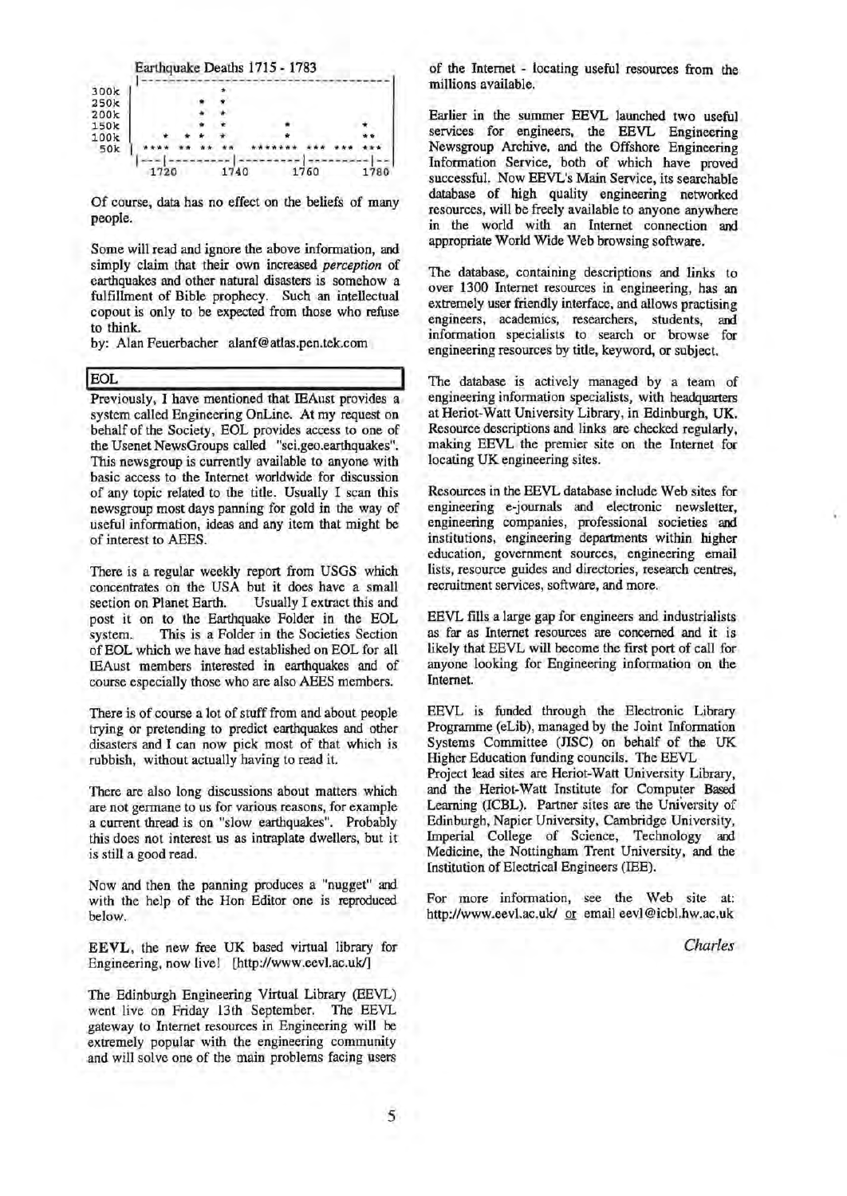Earthquake Deaths 1715 - 1783

```
     |-----------------------------------------|
300k |                                         |
250k |         *  *                            |
200k |         *  *                            |
150k |         *  *           *             *  |
100k |   *  *  *  *           *            **  |
 50k | **** ** ** **   ******* *** *** ***    |
     |---|---------|---------|---------|--|
       1720      1740      1760      1780
```

Of course, data has no effect on the beliefs of many people.

Some will read and ignore the above information, and simply claim that their own increased *perception* of earthquakes and other natural disasters is somehow a fulfillment of Bible prophecy. Such an intellectual copout is only to be expected from those who refuse to think.

by: Alan Feuerbacher alanf@atlas.pen.tek.com

## EOL

Previously, I have mentioned that IEAust provides a system called Engineering OnLine. At my request on behalf of the Society, EOL provides access to one of the Usenet NewsGroups called "sci.geo.earthquakes". This newsgroup is currently available to anyone with basic access to the Internet worldwide for discussion of any topic related to the title. Usually I scan this newsgroup most days panning for gold in the way of useful information, ideas and any item that might be of interest to AEES.

There is a regular weekly report from USGS which concentrates on the USA but it does have a small section on Planet Earth. Usually I extract this and post it on to the Earthquake Folder in the EOL system. This is a Folder in the Societies Section of EOL which we have had established on EOL for all IEAust members interested in earthquakes and of course especially those who are also AEES members.

There is of course a lot of stuff from and about people trying or pretending to predict earthquakes and other disasters and I can now pick most of that which is rubbish, without actually having to read it.

There are also long discussions about matters which are not germane to us for various reasons, for example a current thread is on "slow earthquakes". Probably this does not interest us as intraplate dwellers, but it is still a good read.

Now and then the panning produces a "nugget" and with the help of the Hon Editor one is reproduced below.

**EEVL**, the new free UK based virtual library for Engineering, now live! [http://www.eevl.ac.uk/]

The Edinburgh Engineering Virtual Library (EEVL) went live on Friday 13th September. The EEVL gateway to Internet resources in Engineering will be extremely popular with the engineering community and will solve one of the main problems facing users of the Internet - locating useful resources from the millions available.

Earlier in the summer EEVL launched two useful services for engineers, the EEVL Engineering Newsgroup Archive, and the Offshore Engineering Information Service, both of which have proved successful. Now EEVL's Main Service, its searchable database of high quality engineering networked resources, will be freely available to anyone anywhere in the world with an Internet connection and appropriate World Wide Web browsing software.

The database, containing descriptions and links to over 1300 Internet resources in engineering, has an extremely user friendly interface, and allows practising engineers, academics, researchers, students, and information specialists to search or browse for engineering resources by title, keyword, or subject.

The database is actively managed by a team of engineering information specialists, with headquarters at Heriot-Watt University Library, in Edinburgh, UK. Resource descriptions and links are checked regularly, making EEVL the premier site on the Internet for locating UK engineering sites.

Resources in the EEVL database include Web sites for engineering e-journals and electronic newsletter, engineering companies, professional societies and institutions, engineering departments within higher education, government sources, engineering email lists, resource guides and directories, research centres, recruitment services, software, and more.

EEVL fills a large gap for engineers and industrialists as far as Internet resources are concerned and it is likely that EEVL will become the first port of call for anyone looking for Engineering information on the Internet.

EEVL is funded through the Electronic Library Programme (eLib), managed by the Joint Information Systems Committee (JISC) on behalf of the UK Higher Education funding councils. The EEVL Project lead sites are Heriot-Watt University Library, and the Heriot-Watt Institute for Computer Based Learning (ICBL). Partner sites are the University of Edinburgh, Napier University, Cambridge University, Imperial College of Science, Technology and Medicine, the Nottingham Trent University, and the Institution of Electrical Engineers (IEE).

For more information, see the Web site at: http://www.eevl.ac.uk/ or email eevl@icbl.hw.ac.uk

*Charles*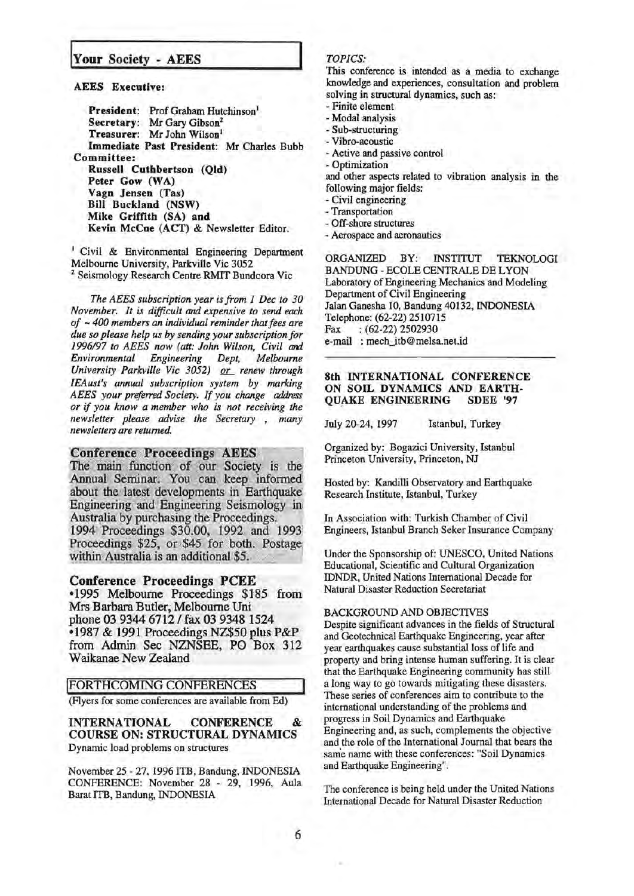## Your Society - AEES

**AEES Executive:**

**President**: Prof Graham Hutchinson[1]
**Secretary**: Mr Gary Gibson[2]
**Treasurer**: Mr John Wilson[1]
**Immediate Past President**: Mr Charles Bubb

**Committee:**
**Russell Cuthbertson (Qld)**
**Peter Gow (WA)**
**Vagn Jensen (Tas)**
**Bill Buckland (NSW)**
**Mike Griffith (SA) and**
**Kevin McCue (ACT)** & Newsletter Editor.

[1] Civil & Environmental Engineering Department Melbourne University, Parkville Vic 3052
[2] Seismology Research Centre RMIT Bundoora Vic

*The AEES subscription year is from 1 Dec to 30 November. It is difficult and expensive to send each of ~ 400 members an individual reminder that fees are due so please help us by sending your subscription for 1996/97 to AEES now (att: John Wilson, Civil and Environmental Engineering Dept, Melbourne University Parkville Vic 3052) or renew through IEAust's annual subscription system by marking AEES your preferred Society. If you change address or if you know a member who is not receiving the newsletter please advise the Secretary , many newsletters are returned.*

### Conference Proceedings AEES

The main function of our Society is the Annual Seminar. You can keep informed about the latest developments in Earthquake Engineering and Engineering Seismology in Australia by purchasing the Proceedings.
1994 Proceedings $30.00, 1992 and 1993 Proceedings $25, or $45 for both. Postage within Australia is an additional $5.

### Conference Proceedings PCEE

- 1995 Melbourne Proceedings $185 from Mrs Barbara Butler, Melbourne Uni phone 03 9344 6712 / fax 03 9348 1524
- 1987 & 1991 Proceedings NZ$50 plus P&P from Admin Sec NZNSEE, PO Box 312 Waikanae New Zealand

## FORTHCOMING CONFERENCES

(Flyers for some conferences are available from Ed)

### INTERNATIONAL CONFERENCE & COURSE ON: STRUCTURAL DYNAMICS

Dynamic load problems on structures

November 25 - 27, 1996 ITB, Bandung, INDONESIA
CONFERENCE: November 28 - 29, 1996, Aula Barat ITB, Bandung, INDONESIA

*TOPICS:*

This conference is intended as a media to exchange knowledge and experiences, consultation and problem solving in structural dynamics, such as:

- Finite element
- Modal analysis
- Sub-structuring
- Vibro-acoustic
- Active and passive control
- Optimization

and other aspects related to vibration analysis in the following major fields:

- Civil engineering
- Transportation
- Off-shore structures
- Aerospace and aeronautics

ORGANIZED BY: INSTITUT TEKNOLOGI BANDUNG - ECOLE CENTRALE DE LYON
Laboratory of Engineering Mechanics and Modeling
Department of Civil Engineering
Jalan Ganesha 10, Bandung 40132, INDONESIA
Telephone: (62-22) 2510715
Fax : (62-22) 2502930
e-mail : mech_itb@melsa.net.id

### 8th INTERNATIONAL CONFERENCE ON SOIL DYNAMICS AND EARTHQUAKE ENGINEERING SDEE '97

July 20-24, 1997 Istanbul, Turkey

Organized by: Bogazici University, Istanbul
Princeton University, Princeton, NJ

Hosted by: Kandilli Observatory and Earthquake Research Institute, Istanbul, Turkey

In Association with: Turkish Chamber of Civil Engineers, Istanbul Branch Seker Insurance Company

Under the Sponsorship of: UNESCO, United Nations Educational, Scientific and Cultural Organization IDNDR, United Nations International Decade for Natural Disaster Reduction Secretariat

BACKGROUND AND OBJECTIVES

Despite significant advances in the fields of Structural and Geotechnical Earthquake Engineering, year after year earthquakes cause substantial loss of life and property and bring intense human suffering. It is clear that the Earthquake Engineering community has still a long way to go towards mitigating these disasters. These series of conferences aim to contribute to the international understanding of the problems and progress in Soil Dynamics and Earthquake Engineering and, as such, complements the objective and the role of the International Journal that bears the same name with these conferences: "Soil Dynamics and Earthquake Engineering".

The conference is being held under the United Nations International Decade for Natural Disaster Reduction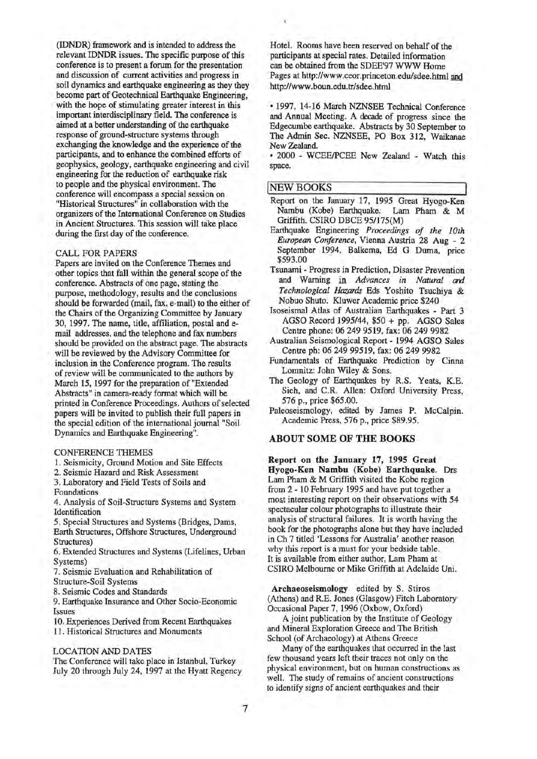(IDNDR) framework and is intended to address the relevant IDNDR issues. The specific purpose of this conference is to present a forum for the presentation and discussion of current activities and progress in soil dynamics and earthquake engineering as they they become part of Geotechnical Earthquake Engineering, with the hope of stimulating greater interest in this important interdisciplinary field. The conference is aimed at a better understanding of the earthquake response of ground-structure systems through exchanging the knowledge and the experience of the participants, and to enhance the combined efforts of geophysics, geology, earthquake engineering and civil engineering for the reduction of earthquake risk to people and the physical environment. The conference will encompass a special session on "Historical Structures" in collaboration with the organizers of the International Conference on Studies in Ancient Structures. This session will take place during the first day of the conference.

CALL FOR PAPERS

Papers are invited on the Conference Themes and other topics that fall within the general scope of the conference. Abstracts of one page, stating the purpose, methodology, results and the conclusions should be forwarded (mail, fax, e-mail) to the either of the Chairs of the Organizing Committee by January 30, 1997. The name, title, affiliation, postal and e-mail addresses, and the telephone and fax numbers should be provided on the abstract page. The abstracts will be reviewed by the Advisory Committee for inclusion in the Conference program. The results of review will be communicated to the authors by March 15, 1997 for the preparation of "Extended Abstracts" in camera-ready format which will be printed in Conference Proceedings. Authors of selected papers will be invited to publish their full papers in the special edition of the international journal "Soil Dynamics and Earthquake Engineering".

CONFERENCE THEMES

1. Seismicity, Ground Motion and Site Effects
2. Seismic Hazard and Risk Assessment
3. Laboratory and Field Tests of Soils and Foundations
4. Analysis of Soil-Structure Systems and System Identification
5. Special Structures and Systems (Bridges, Dams, Earth Structures, Offshore Structures, Underground Structures)
6. Extended Structures and Systems (Lifelines, Urban Systems)
7. Seismic Evaluation and Rehabilitation of Structure-Soil Systems
8. Seismic Codes and Standards
9. Earthquake Insurance and Other Socio-Economic Issues
10. Experiences Derived from Recent Earthquakes
11. Historical Structures and Monuments

LOCATION AND DATES

The Conference will take place in Istanbul, Turkey July 20 through July 24, 1997 at the Hyatt Regency Hotel. Rooms have been reserved on behalf of the participants at special rates. Detailed information can be obtained from the SDEE'97 WWW Home Pages at http://www.ceor.princeton.edu/sdee.html and http://www.boun.edu.tr/sdee.html

- 1997, 14-16 March NZNSEE Technical Conference and Annual Meeting. A decade of progress since the Edgecumbe earthquake. Abstracts by 30 September to The Admin Sec. NZNSEE, PO Box 312, Waikanae New Zealand.
- 2000 - WCEE/PCEE New Zealand - Watch this space.

## NEW BOOKS

Report on the January 17, 1995 Great Hyogo-Ken Nambu (Kobe) Earthquake. Lam Pham & M Griffith. CSIRO DBCE 95/175(M)

Earthquake Engineering *Proceedings of the 10th European Conference*, Vienna Austria 28 Aug - 2 September 1994, Balkema, Ed G Duma, price $593.00

Tsunami - Progress in Prediction, Disaster Prevention and Warning in *Advances in Natural and Technological Hazards* Eds Yoshito Tsuchiya & Nobuo Shuto. Kluwer Academic price $240

Isoseismal Atlas of Australian Earthquakes - Part 3 AGSO Record 1995/44, $50 + pp. AGSO Sales Centre phone: 06 249 9519, fax: 06 249 9982

Australian Seismological Report - 1994 AGSO Sales Centre ph: 06 249 99519, fax: 06 249 9982

Fundamentals of Earthquake Prediction by Cinna Lomnitz: John Wiley & Sons.

The Geology of Earthquakes by R.S. Yeats, K.E. Sieh, and C.R. Allen: Oxford University Press, 576 p., price $65.00.

Paleoseismology, edited by James P. McCalpin. Academic Press, 576 p., price $89.95.

## ABOUT SOME OF THE BOOKS

**Report on the January 17, 1995 Great Hyogo-Ken Nambu (Kobe) Earthquake.** Drs Lam Pham & M Griffith visited the Kobe region from 2 - 10 February 1995 and have put together a most interesting report on their observations with 54 spectacular colour photographs to illustrate their analysis of structural failures. It is worth having the book for the photographs alone but they have included in Ch 7 titled 'Lessons for Australia' another reason why this report is a must for your bedside table. It is available from either author, Lam Pham at CSIRO Melbourne or Mike Griffith at Adelaide Uni.

**Archaeoseismology** edited by S. Stiros (Athens) and R.E. Jones (Glasgow) Fitch Laboratory Occasional Paper 7, 1996 (Oxbow, Oxford)

A joint publication by the Institute of Geology and Mineral Exploration Greece and The British School (of Archaeology) at Athens Greece

Many of the earthquakes that occurred in the last few thousand years left their traces not only on the physical environment, but on human constructions as well. The study of remains of ancient constructions to identify signs of ancient earthquakes and their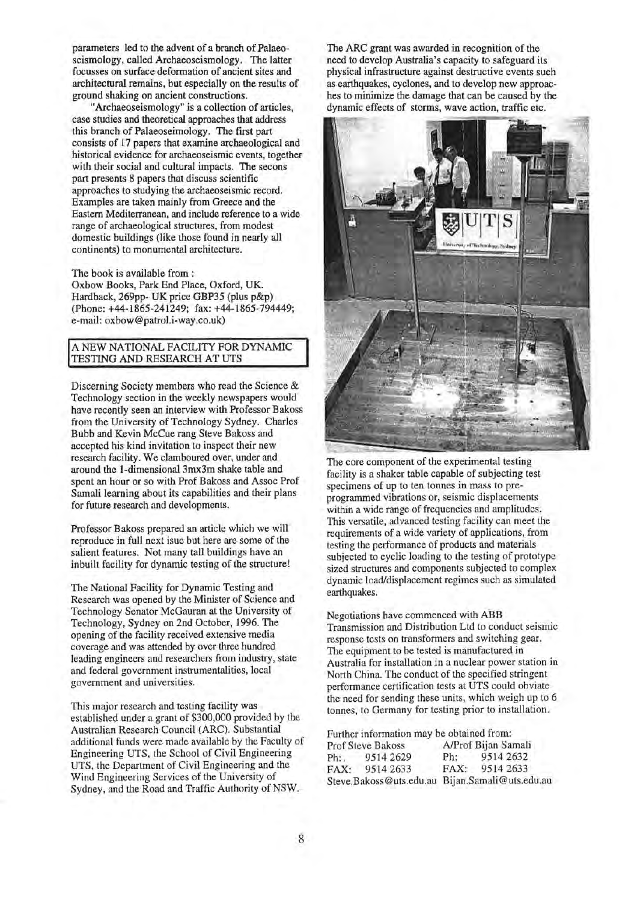parameters led to the advent of a branch of Palaeoseismology, called Archaeoseismology. The latter focusses on surface deformation of ancient sites and architectural remains, but especially on the results of ground shaking on ancient constructions.

"Archaeoseismology" is a collection of articles, case studies and theoretical approaches that address this branch of Palaeoseimology. The first part consists of 17 papers that examine archaeological and historical evidence for archaeoseismic events, together with their social and cultural impacts. The secons part presents 8 papers that discuss scientific approaches to studying the archaeoseismic record. Examples are taken mainly from Greece and the Eastern Mediterranean, and include reference to a wide range of archaeological structures, from modest domestic buildings (like those found in nearly all continents) to monumental architecture.

The book is available from :
Oxbow Books, Park End Place, Oxford, UK.
Hardback, 269pp- UK price GBP35 (plus p&p)
(Phone: +44-1865-241249; fax: +44-1865-794449;
e-mail: oxbow@patrol.i-way.co.uk)

## A NEW NATIONAL FACILITY FOR DYNAMIC TESTING AND RESEARCH AT UTS

Discerning Society members who read the Science & Technology section in the weekly newspapers would have recently seen an interview with Professor Bakoss from the University of Technology Sydney. Charles Bubb and Kevin McCue rang Steve Bakoss and accepted his kind invitation to inspect their new research facility. We clamboured over, under and around the 1-dimensional 3mx3m shake table and spent an hour or so with Prof Bakoss and Assoc Prof Samali learning about its capabilities and their plans for future research and developments.

Professor Bakoss prepared an article which we will reproduce in full next isue but here are some of the salient features. Not many tall buildings have an inbuilt facility for dynamic testing of the structure!

The National Facility for Dynamic Testing and Research was opened by the Minister of Science and Technology Senator McGauran at the University of Technology, Sydney on 2nd October, 1996. The opening of the facility received extensive media coverage and was attended by over three hundred leading engineers and researchers from industry, state and federal government instrumentalities, local government and universities.

This major research and testing facility was established under a grant of $300,000 provided by the Australian Research Council (ARC). Substantial additional funds were made available by the Faculty of Engineering UTS, the School of Civil Engineering UTS, the Department of Civil Engineering and the Wind Engineering Services of the University of Sydney, and the Road and Traffic Authority of NSW.

The ARC grant was awarded in recognition of the need to develop Australia's capacity to safeguard its physical infrastructure against destructive events such as earthquakes, cyclones, and to develop new approaches to minimize the damage that can be caused by the dynamic effects of storms, wave action, traffic etc.

The core component of the experimental testing facility is a shaker table capable of subjecting test specimens of up to ten tonnes in mass to pre-programmed vibrations or, seismic displacements within a wide range of frequencies and amplitudes. This versatile, advanced testing facility can meet the requirements of a wide variety of applications, from testing the performance of products and materials subjected to cyclic loading to the testing of prototype sized structures and components subjected to complex dynamic load/displacement regimes such as simulated earthquakes.

Negotiations have commenced with ABB Transmission and Distribution Ltd to conduct seismic response tests on transformers and switching gear. The equipment to be tested is manufactured in Australia for installation in a nuclear power station in North China. The conduct of the specified stringent performance certification tests at UTS could obviate the need for sending these units, which weigh up to 6 tonnes, to Germany for testing prior to installation.

Further information may be obtained from:

| | |
|---|---|
| Prof Steve Bakoss | A/Prof Bijan Samali |
| Ph: 9514 2629 | Ph: 9514 2632 |
| FAX: 9514 2633 | FAX: 9514 2633 |
| Steve.Bakoss@uts.edu.au | Bijan.Samali@uts.edu.au |